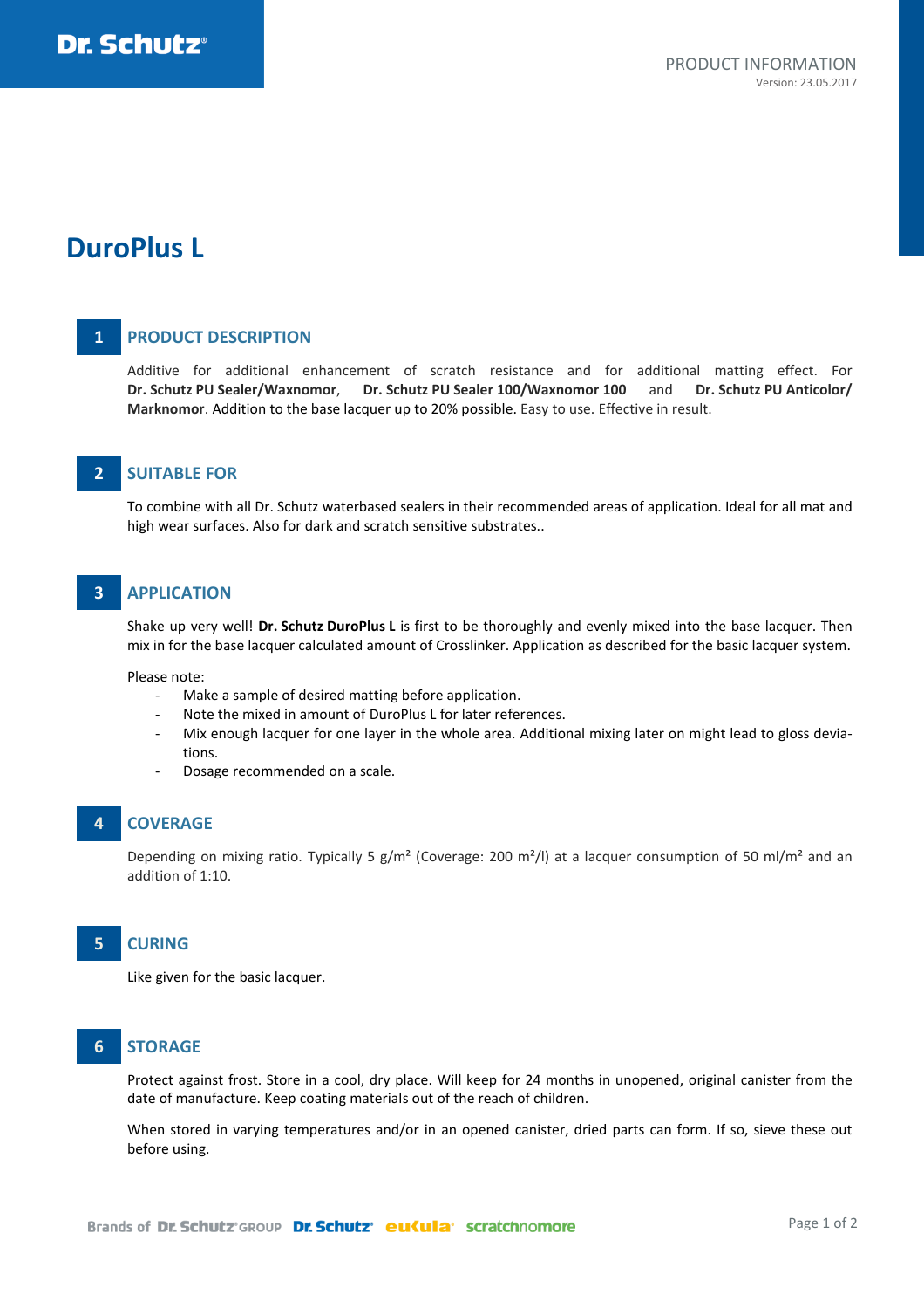Dr. Schutz®

PRODUCT INFORMATION
Version: 23.05.2017

# DuroPlus L

## 1 PRODUCT DESCRIPTION

Additive for additional enhancement of scratch resistance and for additional matting effect. For **Dr. Schutz PU Sealer/Waxnomor**, **Dr. Schutz PU Sealer 100/Waxnomor 100** and **Dr. Schutz PU Anticolor/ Marknomor**. Addition to the base lacquer up to 20% possible. Easy to use. Effective in result.

## 2 SUITABLE FOR

To combine with all Dr. Schutz waterbased sealers in their recommended areas of application. Ideal for all mat and high wear surfaces. Also for dark and scratch sensitive substrates..

## 3 APPLICATION

Shake up very well! **Dr. Schutz DuroPlus L** is first to be thoroughly and evenly mixed into the base lacquer. Then mix in for the base lacquer calculated amount of Crosslinker. Application as described for the basic lacquer system.

Please note:

- Make a sample of desired matting before application.
- Note the mixed in amount of DuroPlus L for later references.
- Mix enough lacquer for one layer in the whole area. Additional mixing later on might lead to gloss deviations.
- Dosage recommended on a scale.

## 4 COVERAGE

Depending on mixing ratio. Typically 5 g/m² (Coverage: 200 m²/l) at a lacquer consumption of 50 ml/m² and an addition of 1:10.

## 5 CURING

Like given for the basic lacquer.

## 6 STORAGE

Protect against frost. Store in a cool, dry place. Will keep for 24 months in unopened, original canister from the date of manufacture. Keep coating materials out of the reach of children.

When stored in varying temperatures and/or in an opened canister, dried parts can form. If so, sieve these out before using.

Brands of Dr. Schutz® GROUP Dr. Schutz® eucula® scratchnomore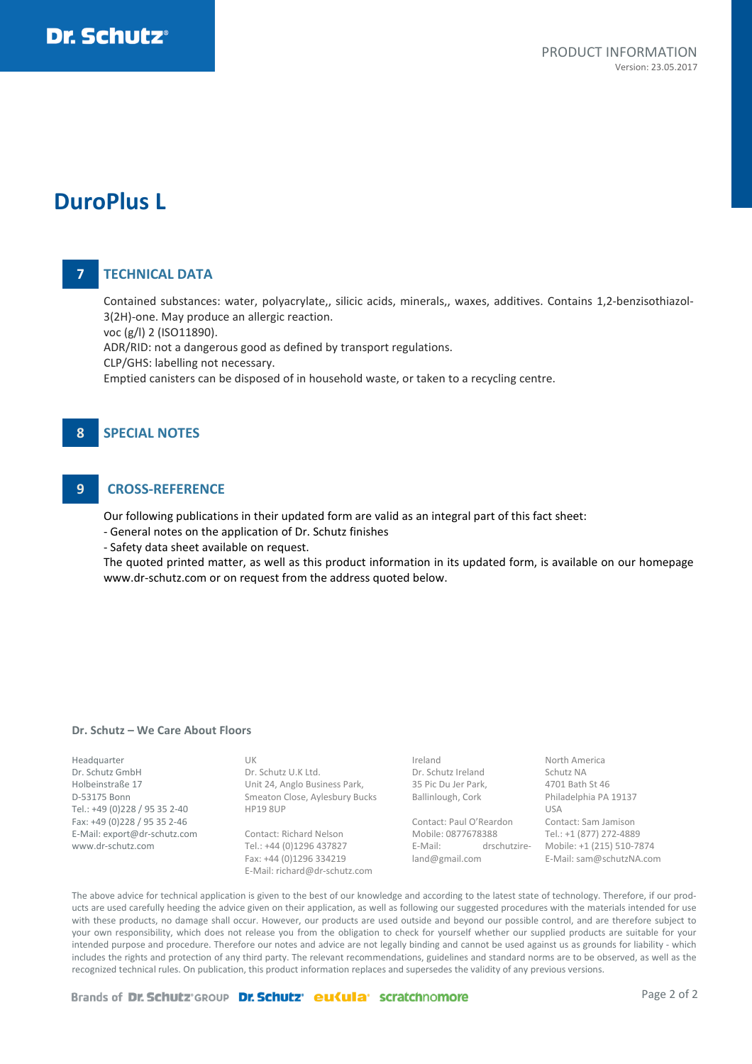# DuroPlus L

## 7 TECHNICAL DATA

Contained substances: water, polyacrylate,, silicic acids, minerals,, waxes, additives. Contains 1,2-benzisothiazol-3(2H)-one. May produce an allergic reaction.
voc (g/l) 2 (ISO11890).
ADR/RID: not a dangerous good as defined by transport regulations.
CLP/GHS: labelling not necessary.
Emptied canisters can be disposed of in household waste, or taken to a recycling centre.

## 8 SPECIAL NOTES

## 9 CROSS-REFERENCE

Our following publications in their updated form are valid as an integral part of this fact sheet:
- General notes on the application of Dr. Schutz finishes
- Safety data sheet available on request.

The quoted printed matter, as well as this product information in its updated form, is available on our homepage www.dr-schutz.com or on request from the address quoted below.

**Dr. Schutz – We Care About Floors**

Headquarter
Dr. Schutz GmbH
Holbeinstraße 17
D-53175 Bonn
Tel.: +49 (0)228 / 95 35 2-40
Fax: +49 (0)228 / 95 35 2-46
E-Mail: export@dr-schutz.com
www.dr-schutz.com

UK
Dr. Schutz U.K Ltd.
Unit 24, Anglo Business Park,
Smeaton Close, Aylesbury Bucks
HP19 8UP

Contact: Richard Nelson
Tel.: +44 (0)1296 437827
Fax: +44 (0)1296 334219
E-Mail: richard@dr-schutz.com

Ireland
Dr. Schutz Ireland
35 Pic Du Jer Park,
Ballinlough, Cork

Contact: Paul O'Reardon
Mobile: 0877678388
E-Mail: drschutzireland@gmail.com

North America
Schutz NA
4701 Bath St 46
Philadelphia PA 19137
USA
Contact: Sam Jamison
Tel.: +1 (877) 272-4889
Mobile: +1 (215) 510-7874
E-Mail: sam@schutzNA.com

The above advice for technical application is given to the best of our knowledge and according to the latest state of technology. Therefore, if our products are used carefully heeding the advice given on their application, as well as following our suggested procedures with the materials intended for use with these products, no damage shall occur. However, our products are used outside and beyond our possible control, and are therefore subject to your own responsibility, which does not release you from the obligation to check for yourself whether our supplied products are suitable for your intended purpose and procedure. Therefore our notes and advice are not legally binding and cannot be used against us as grounds for liability - which includes the rights and protection of any third party. The relevant recommendations, guidelines and standard norms are to be observed, as well as the recognized technical rules. On publication, this product information replaces and supersedes the validity of any previous versions.

Brands of Dr. Schutz GROUP Dr. Schutz eukula scratchnomore